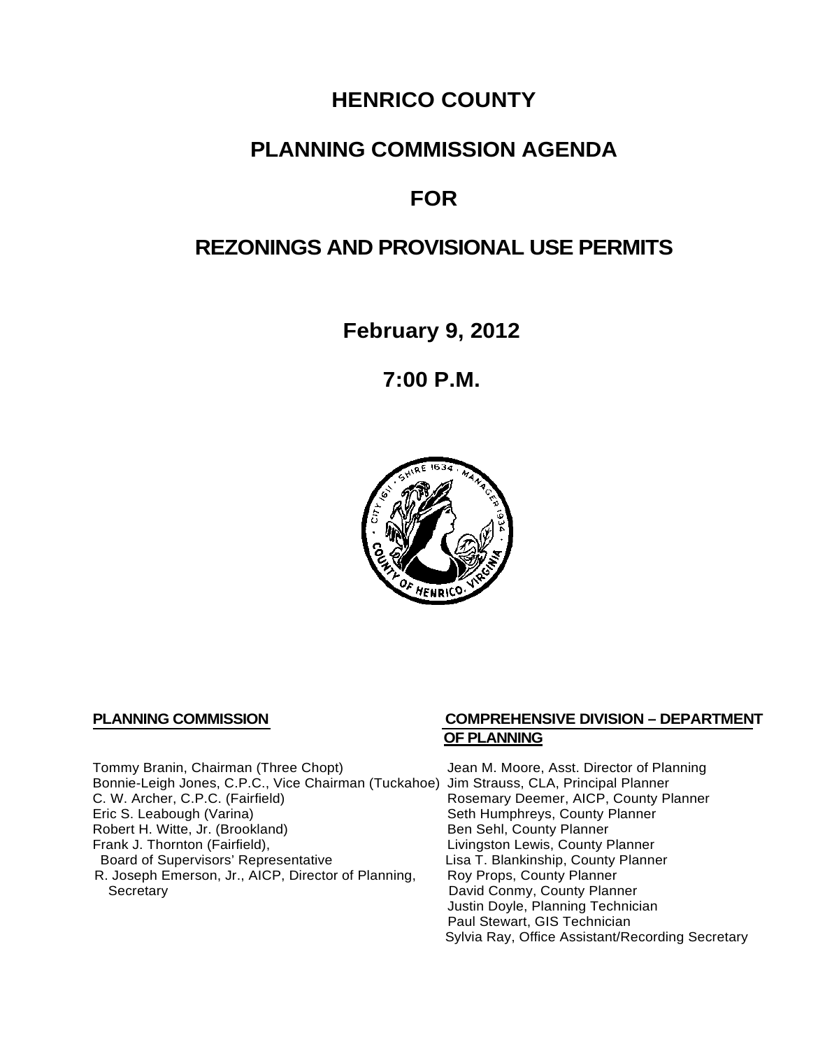# HENRICO COUNTY

# PLANNING COMMISSION AGENDA

# FOR

# REZONINGS AND PROVISIONAL USE PERMITS

**February 9, 2012**

**7:00 P.M.**

**PLANNING COMMISSION**

Tommy Branin, Chairman (Three Chopt)
Bonnie-Leigh Jones, C.P.C., Vice Chairman (Tuckahoe)
C. W. Archer, C.P.C. (Fairfield)
Eric S. Leabough (Varina)
Robert H. Witte, Jr. (Brookland)
Frank J. Thornton (Fairfield),
Board of Supervisors' Representative
R. Joseph Emerson, Jr., AICP, Director of Planning,
Secretary

**COMPREHENSIVE DIVISION – DEPARTMENT OF PLANNING**

Jean M. Moore, Asst. Director of Planning
Jim Strauss, CLA, Principal Planner
Rosemary Deemer, AICP, County Planner
Seth Humphreys, County Planner
Ben Sehl, County Planner
Livingston Lewis, County Planner
Lisa T. Blankinship, County Planner
Roy Props, County Planner
David Conmy, County Planner
Justin Doyle, Planning Technician
Paul Stewart, GIS Technician
Sylvia Ray, Office Assistant/Recording Secretary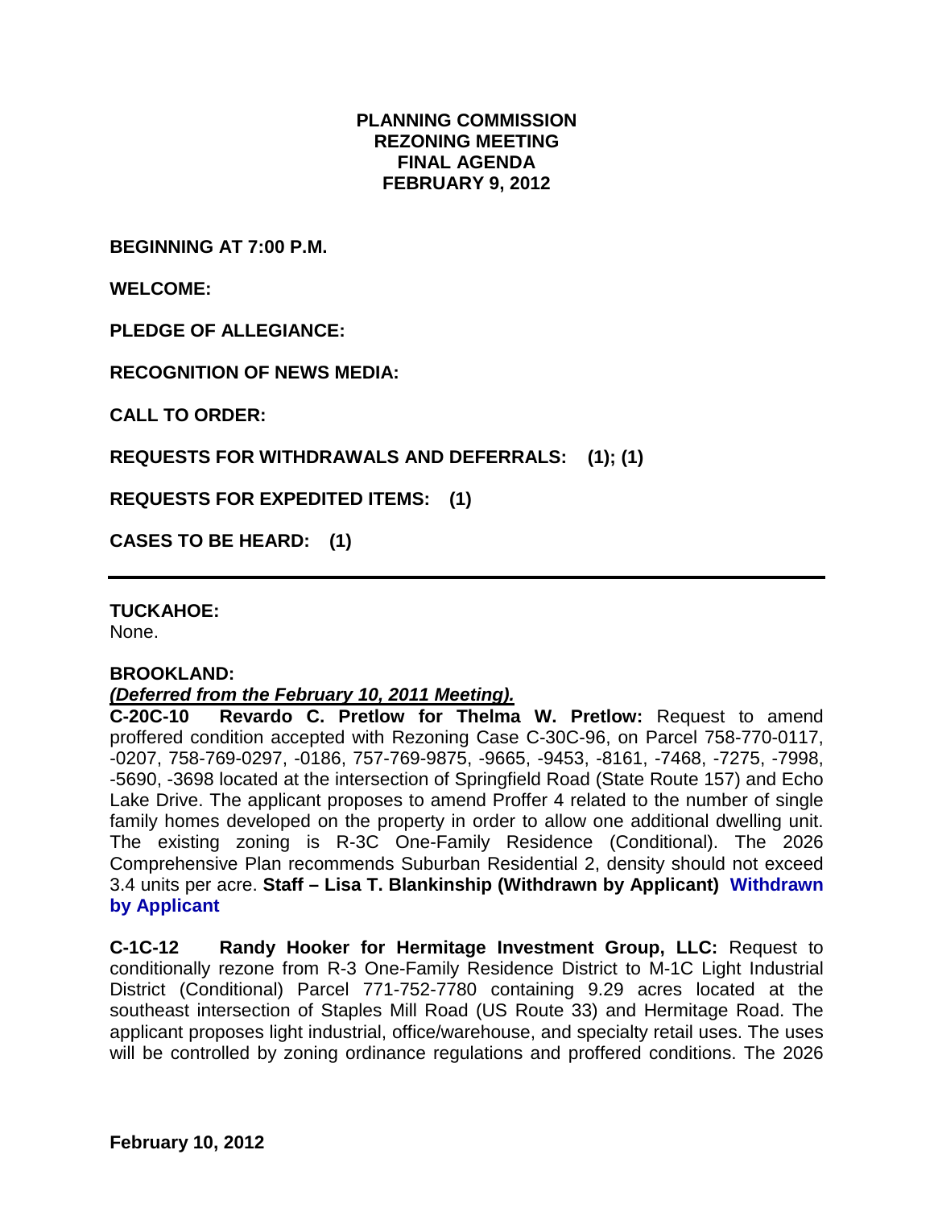**PLANNING COMMISSION**
**REZONING MEETING**
**FINAL AGENDA**
**FEBRUARY 9, 2012**

**BEGINNING AT 7:00 P.M.**

**WELCOME:**

**PLEDGE OF ALLEGIANCE:**

**RECOGNITION OF NEWS MEDIA:**

**CALL TO ORDER:**

**REQUESTS FOR WITHDRAWALS AND DEFERRALS: (1); (1)**

**REQUESTS FOR EXPEDITED ITEMS: (1)**

**CASES TO BE HEARD: (1)**

---

**TUCKAHOE:**
None.

**BROOKLAND:**
***(Deferred from the February 10, 2011 Meeting).***
**C-20C-10 Revardo C. Pretlow for Thelma W. Pretlow:** Request to amend proffered condition accepted with Rezoning Case C-30C-96, on Parcel 758-770-0117, -0207, 758-769-0297, -0186, 757-769-9875, -9665, -9453, -8161, -7468, -7275, -7998, -5690, -3698 located at the intersection of Springfield Road (State Route 157) and Echo Lake Drive. The applicant proposes to amend Proffer 4 related to the number of single family homes developed on the property in order to allow one additional dwelling unit. The existing zoning is R-3C One-Family Residence (Conditional). The 2026 Comprehensive Plan recommends Suburban Residential 2, density should not exceed 3.4 units per acre. **Staff – Lisa T. Blankinship (Withdrawn by Applicant) Withdrawn by Applicant**

**C-1C-12 Randy Hooker for Hermitage Investment Group, LLC:** Request to conditionally rezone from R-3 One-Family Residence District to M-1C Light Industrial District (Conditional) Parcel 771-752-7780 containing 9.29 acres located at the southeast intersection of Staples Mill Road (US Route 33) and Hermitage Road. The applicant proposes light industrial, office/warehouse, and specialty retail uses. The uses will be controlled by zoning ordinance regulations and proffered conditions. The 2026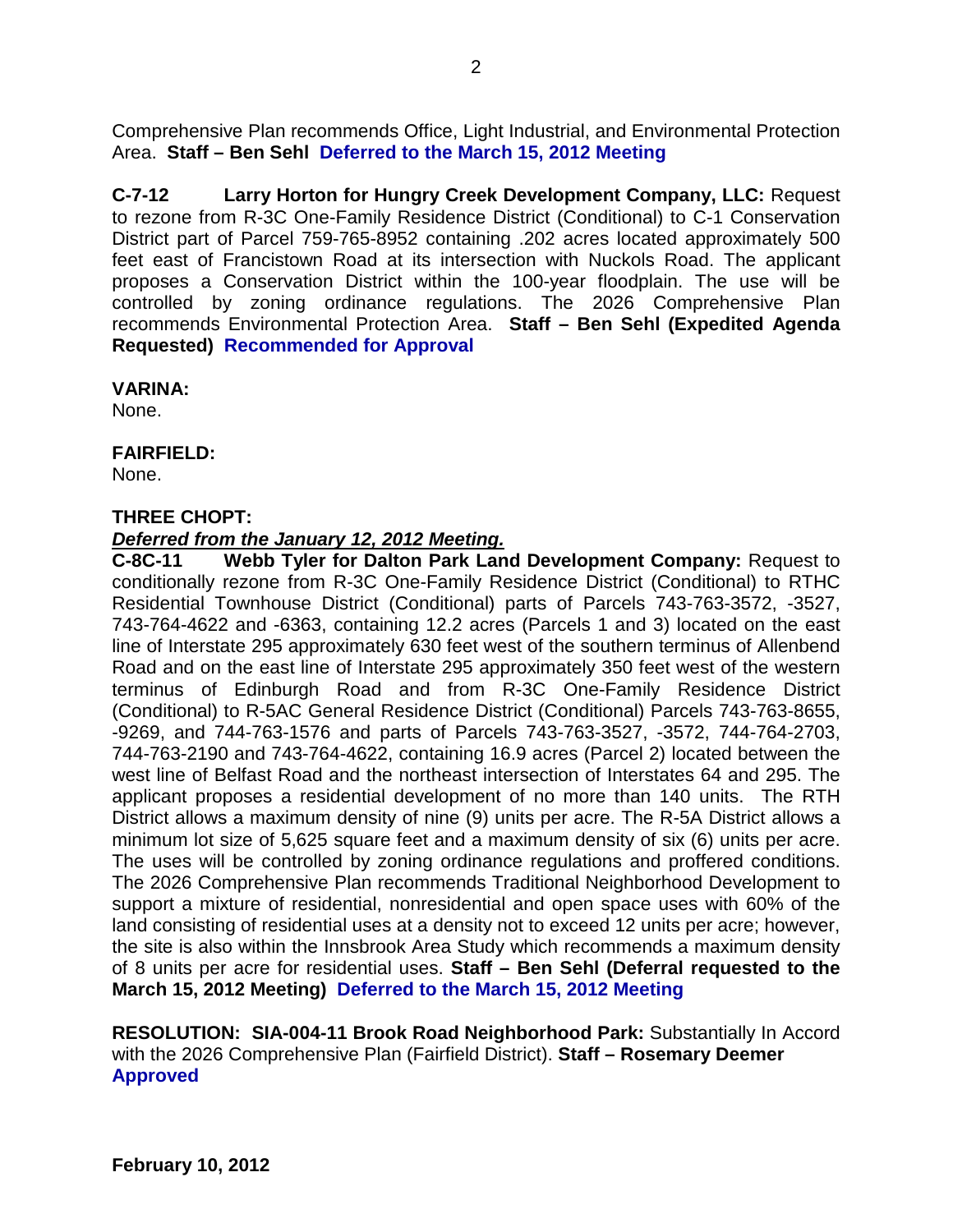Comprehensive Plan recommends Office, Light Industrial, and Environmental Protection Area. **Staff – Ben Sehl** **Deferred to the March 15, 2012 Meeting**

**C-7-12 Larry Horton for Hungry Creek Development Company, LLC:** Request to rezone from R-3C One-Family Residence District (Conditional) to C-1 Conservation District part of Parcel 759-765-8952 containing .202 acres located approximately 500 feet east of Francistown Road at its intersection with Nuckols Road. The applicant proposes a Conservation District within the 100-year floodplain. The use will be controlled by zoning ordinance regulations. The 2026 Comprehensive Plan recommends Environmental Protection Area. **Staff – Ben Sehl (Expedited Agenda Requested)** **Recommended for Approval**

**VARINA:**
None.

**FAIRFIELD:**
None.

**THREE CHOPT:**
***Deferred from the January 12, 2012 Meeting.***
**C-8C-11 Webb Tyler for Dalton Park Land Development Company:** Request to conditionally rezone from R-3C One-Family Residence District (Conditional) to RTHC Residential Townhouse District (Conditional) parts of Parcels 743-763-3572, -3527, 743-764-4622 and -6363, containing 12.2 acres (Parcels 1 and 3) located on the east line of Interstate 295 approximately 630 feet west of the southern terminus of Allenbend Road and on the east line of Interstate 295 approximately 350 feet west of the western terminus of Edinburgh Road and from R-3C One-Family Residence District (Conditional) to R-5AC General Residence District (Conditional) Parcels 743-763-8655, -9269, and 744-763-1576 and parts of Parcels 743-763-3527, -3572, 744-764-2703, 744-763-2190 and 743-764-4622, containing 16.9 acres (Parcel 2) located between the west line of Belfast Road and the northeast intersection of Interstates 64 and 295. The applicant proposes a residential development of no more than 140 units. The RTH District allows a maximum density of nine (9) units per acre. The R-5A District allows a minimum lot size of 5,625 square feet and a maximum density of six (6) units per acre. The uses will be controlled by zoning ordinance regulations and proffered conditions. The 2026 Comprehensive Plan recommends Traditional Neighborhood Development to support a mixture of residential, nonresidential and open space uses with 60% of the land consisting of residential uses at a density not to exceed 12 units per acre; however, the site is also within the Innsbrook Area Study which recommends a maximum density of 8 units per acre for residential uses. **Staff – Ben Sehl (Deferral requested to the March 15, 2012 Meeting)** **Deferred to the March 15, 2012 Meeting**

**RESOLUTION: SIA-004-11 Brook Road Neighborhood Park:** Substantially In Accord with the 2026 Comprehensive Plan (Fairfield District). **Staff – Rosemary Deemer** **Approved**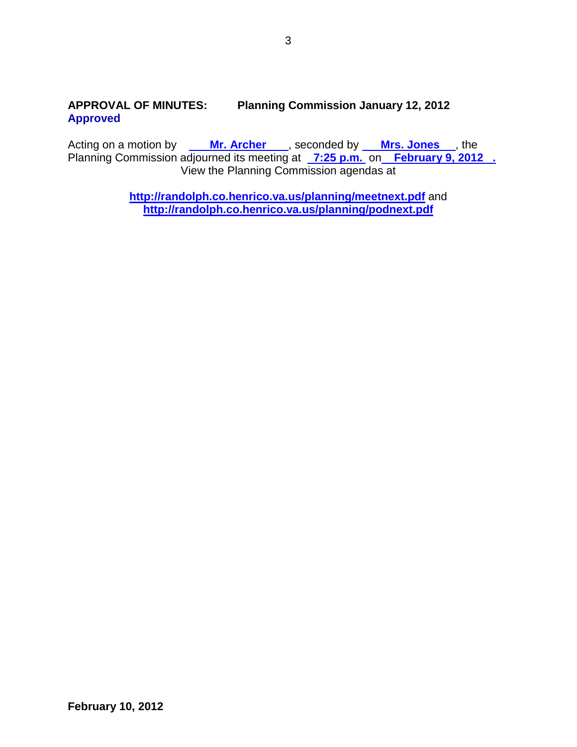**APPROVAL OF MINUTES:** **Planning Commission January 12, 2012**
**Approved**

Acting on a motion by **Mr. Archer**, seconded by **Mrs. Jones**, the Planning Commission adjourned its meeting at **7:25 p.m.** on **February 9, 2012.**

View the Planning Commission agendas at

**http://randolph.co.henrico.va.us/planning/meetnext.pdf** and **http://randolph.co.henrico.va.us/planning/podnext.pdf**

**February 10, 2012**